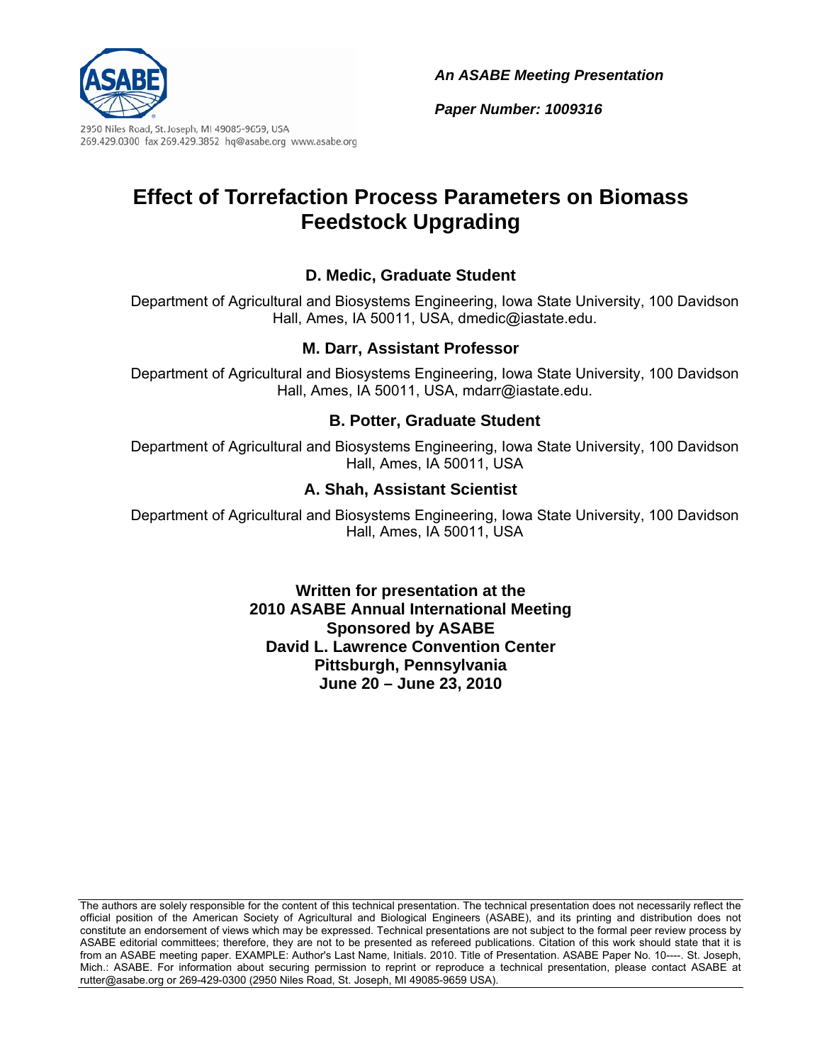2950 Niles Road, St. Joseph, MI 49085-9659, USA
269.429.0300 fax 269.429.3852 hq@asabe.org www.asabe.org

***An ASABE Meeting Presentation***

***Paper Number: 1009316***

# Effect of Torrefaction Process Parameters on Biomass Feedstock Upgrading

### D. Medic, Graduate Student

Department of Agricultural and Biosystems Engineering, Iowa State University, 100 Davidson Hall, Ames, IA 50011, USA, dmedic@iastate.edu.

### M. Darr, Assistant Professor

Department of Agricultural and Biosystems Engineering, Iowa State University, 100 Davidson Hall, Ames, IA 50011, USA, mdarr@iastate.edu.

### B. Potter, Graduate Student

Department of Agricultural and Biosystems Engineering, Iowa State University, 100 Davidson Hall, Ames, IA 50011, USA

### A. Shah, Assistant Scientist

Department of Agricultural and Biosystems Engineering, Iowa State University, 100 Davidson Hall, Ames, IA 50011, USA

**Written for presentation at the**
**2010 ASABE Annual International Meeting**
**Sponsored by ASABE**
**David L. Lawrence Convention Center**
**Pittsburgh, Pennsylvania**
**June 20 – June 23, 2010**

The authors are solely responsible for the content of this technical presentation. The technical presentation does not necessarily reflect the official position of the American Society of Agricultural and Biological Engineers (ASABE), and its printing and distribution does not constitute an endorsement of views which may be expressed. Technical presentations are not subject to the formal peer review process by ASABE editorial committees; therefore, they are not to be presented as refereed publications. Citation of this work should state that it is from an ASABE meeting paper. EXAMPLE: Author's Last Name, Initials. 2010. Title of Presentation. ASABE Paper No. 10----. St. Joseph, Mich.: ASABE. For information about securing permission to reprint or reproduce a technical presentation, please contact ASABE at rutter@asabe.org or 269-429-0300 (2950 Niles Road, St. Joseph, MI 49085-9659 USA).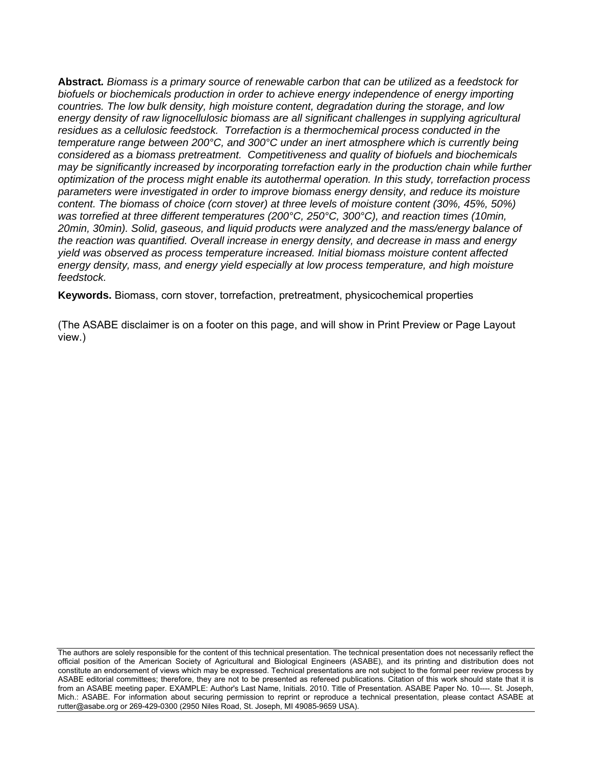**Abstract.** *Biomass is a primary source of renewable carbon that can be utilized as a feedstock for biofuels or biochemicals production in order to achieve energy independence of energy importing countries. The low bulk density, high moisture content, degradation during the storage, and low energy density of raw lignocellulosic biomass are all significant challenges in supplying agricultural residues as a cellulosic feedstock. Torrefaction is a thermochemical process conducted in the temperature range between 200°C, and 300°C under an inert atmosphere which is currently being considered as a biomass pretreatment. Competitiveness and quality of biofuels and biochemicals may be significantly increased by incorporating torrefaction early in the production chain while further optimization of the process might enable its autothermal operation. In this study, torrefaction process parameters were investigated in order to improve biomass energy density, and reduce its moisture content. The biomass of choice (corn stover) at three levels of moisture content (30%, 45%, 50%) was torrefied at three different temperatures (200°C, 250°C, 300°C), and reaction times (10min, 20min, 30min). Solid, gaseous, and liquid products were analyzed and the mass/energy balance of the reaction was quantified. Overall increase in energy density, and decrease in mass and energy yield was observed as process temperature increased. Initial biomass moisture content affected energy density, mass, and energy yield especially at low process temperature, and high moisture feedstock.*

**Keywords.** Biomass, corn stover, torrefaction, pretreatment, physicochemical properties

(The ASABE disclaimer is on a footer on this page, and will show in Print Preview or Page Layout view.)

The authors are solely responsible for the content of this technical presentation. The technical presentation does not necessarily reflect the official position of the American Society of Agricultural and Biological Engineers (ASABE), and its printing and distribution does not constitute an endorsement of views which may be expressed. Technical presentations are not subject to the formal peer review process by ASABE editorial committees; therefore, they are not to be presented as refereed publications. Citation of this work should state that it is from an ASABE meeting paper. EXAMPLE: Author's Last Name, Initials. 2010. Title of Presentation. ASABE Paper No. 10----. St. Joseph, Mich.: ASABE. For information about securing permission to reprint or reproduce a technical presentation, please contact ASABE at rutter@asabe.org or 269-429-0300 (2950 Niles Road, St. Joseph, MI 49085-9659 USA).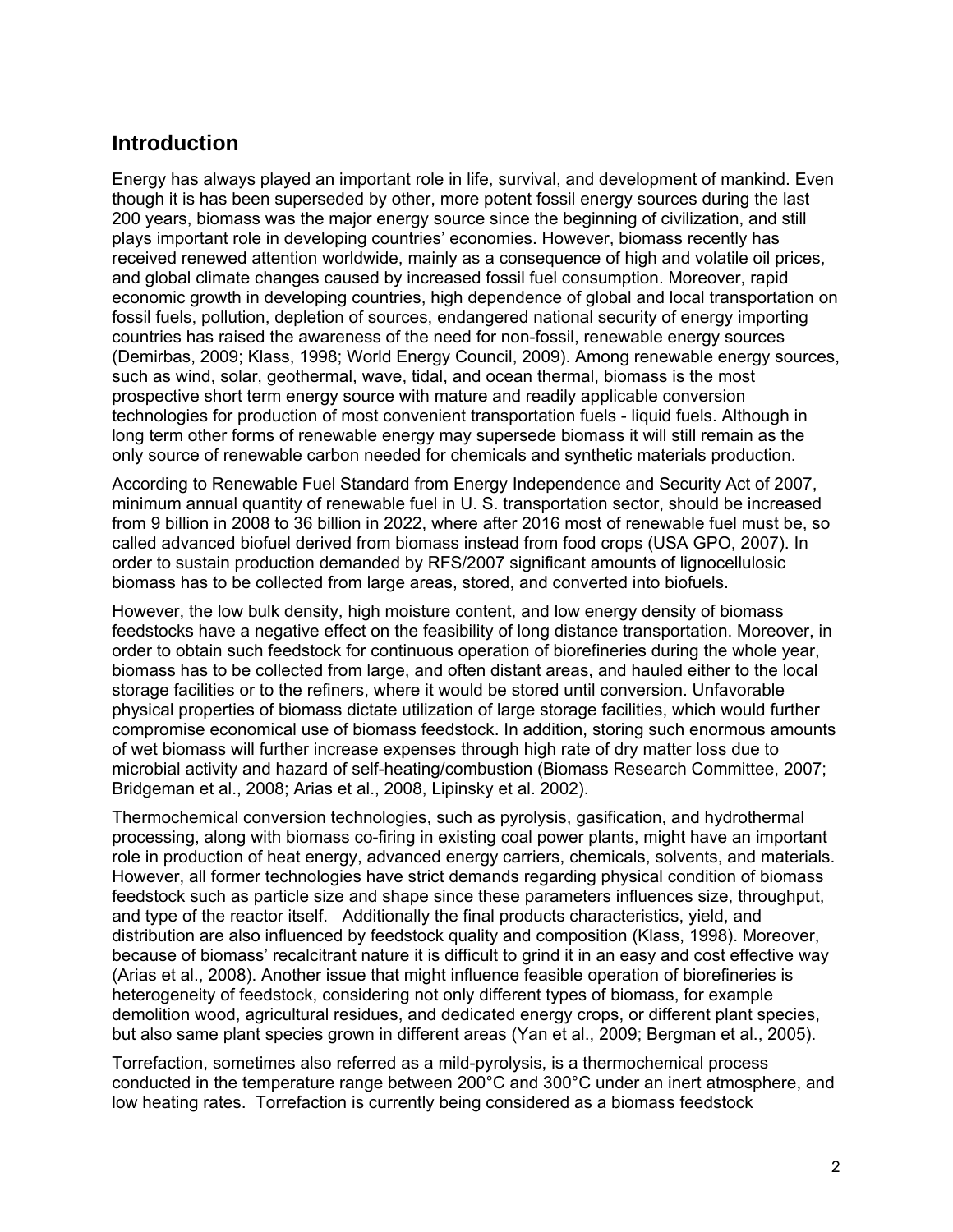## Introduction

Energy has always played an important role in life, survival, and development of mankind. Even though it is has been superseded by other, more potent fossil energy sources during the last 200 years, biomass was the major energy source since the beginning of civilization, and still plays important role in developing countries' economies. However, biomass recently has received renewed attention worldwide, mainly as a consequence of high and volatile oil prices, and global climate changes caused by increased fossil fuel consumption. Moreover, rapid economic growth in developing countries, high dependence of global and local transportation on fossil fuels, pollution, depletion of sources, endangered national security of energy importing countries has raised the awareness of the need for non-fossil, renewable energy sources (Demirbas, 2009; Klass, 1998; World Energy Council, 2009). Among renewable energy sources, such as wind, solar, geothermal, wave, tidal, and ocean thermal, biomass is the most prospective short term energy source with mature and readily applicable conversion technologies for production of most convenient transportation fuels - liquid fuels. Although in long term other forms of renewable energy may supersede biomass it will still remain as the only source of renewable carbon needed for chemicals and synthetic materials production.

According to Renewable Fuel Standard from Energy Independence and Security Act of 2007, minimum annual quantity of renewable fuel in U. S. transportation sector, should be increased from 9 billion in 2008 to 36 billion in 2022, where after 2016 most of renewable fuel must be, so called advanced biofuel derived from biomass instead from food crops (USA GPO, 2007). In order to sustain production demanded by RFS/2007 significant amounts of lignocellulosic biomass has to be collected from large areas, stored, and converted into biofuels.

However, the low bulk density, high moisture content, and low energy density of biomass feedstocks have a negative effect on the feasibility of long distance transportation. Moreover, in order to obtain such feedstock for continuous operation of biorefineries during the whole year, biomass has to be collected from large, and often distant areas, and hauled either to the local storage facilities or to the refiners, where it would be stored until conversion. Unfavorable physical properties of biomass dictate utilization of large storage facilities, which would further compromise economical use of biomass feedstock. In addition, storing such enormous amounts of wet biomass will further increase expenses through high rate of dry matter loss due to microbial activity and hazard of self-heating/combustion (Biomass Research Committee, 2007; Bridgeman et al., 2008; Arias et al., 2008, Lipinsky et al. 2002).

Thermochemical conversion technologies, such as pyrolysis, gasification, and hydrothermal processing, along with biomass co-firing in existing coal power plants, might have an important role in production of heat energy, advanced energy carriers, chemicals, solvents, and materials. However, all former technologies have strict demands regarding physical condition of biomass feedstock such as particle size and shape since these parameters influences size, throughput, and type of the reactor itself. Additionally the final products characteristics, yield, and distribution are also influenced by feedstock quality and composition (Klass, 1998). Moreover, because of biomass' recalcitrant nature it is difficult to grind it in an easy and cost effective way (Arias et al., 2008). Another issue that might influence feasible operation of biorefineries is heterogeneity of feedstock, considering not only different types of biomass, for example demolition wood, agricultural residues, and dedicated energy crops, or different plant species, but also same plant species grown in different areas (Yan et al., 2009; Bergman et al., 2005).

Torrefaction, sometimes also referred as a mild-pyrolysis, is a thermochemical process conducted in the temperature range between 200°C and 300°C under an inert atmosphere, and low heating rates. Torrefaction is currently being considered as a biomass feedstock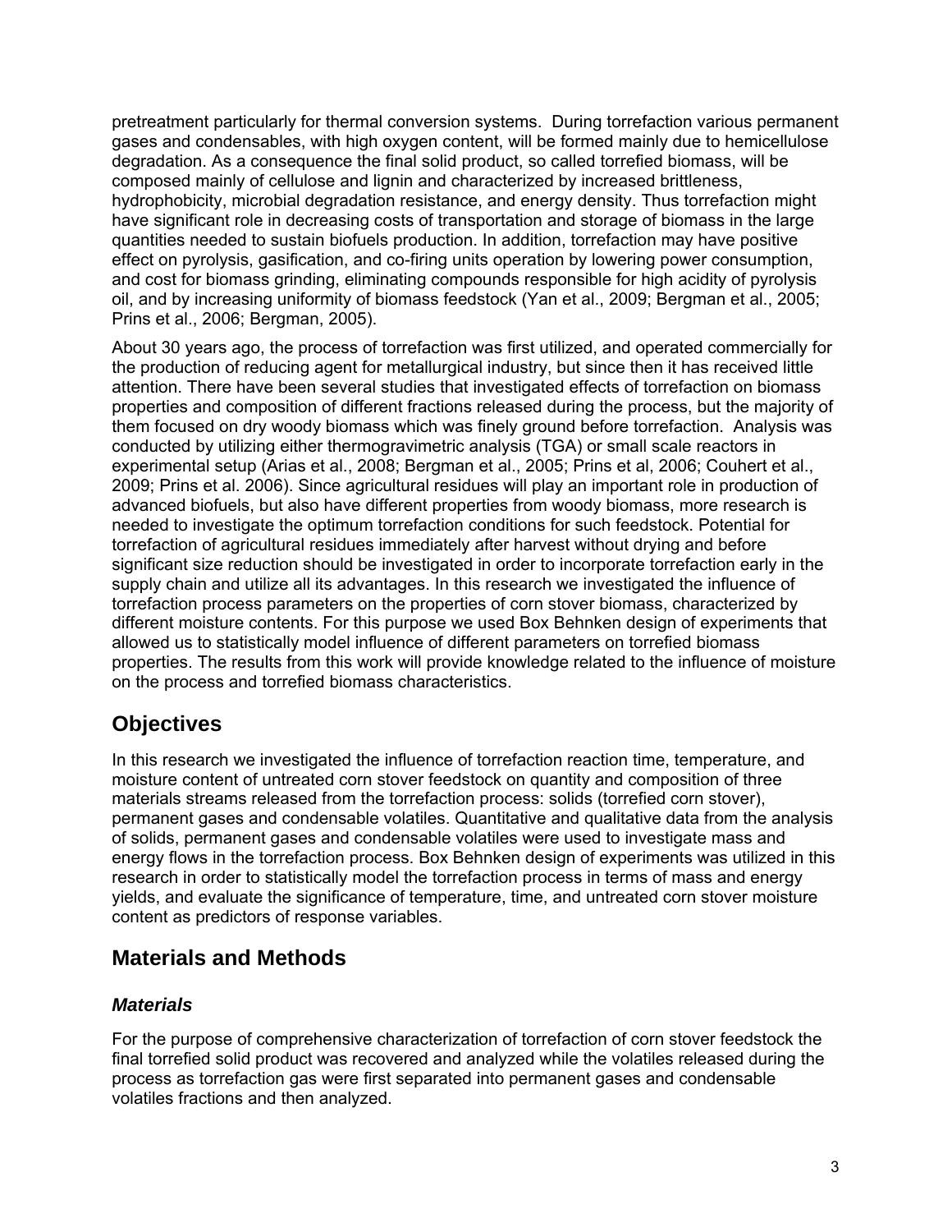pretreatment particularly for thermal conversion systems. During torrefaction various permanent gases and condensables, with high oxygen content, will be formed mainly due to hemicellulose degradation. As a consequence the final solid product, so called torrefied biomass, will be composed mainly of cellulose and lignin and characterized by increased brittleness, hydrophobicity, microbial degradation resistance, and energy density. Thus torrefaction might have significant role in decreasing costs of transportation and storage of biomass in the large quantities needed to sustain biofuels production. In addition, torrefaction may have positive effect on pyrolysis, gasification, and co-firing units operation by lowering power consumption, and cost for biomass grinding, eliminating compounds responsible for high acidity of pyrolysis oil, and by increasing uniformity of biomass feedstock (Yan et al., 2009; Bergman et al., 2005; Prins et al., 2006; Bergman, 2005).

About 30 years ago, the process of torrefaction was first utilized, and operated commercially for the production of reducing agent for metallurgical industry, but since then it has received little attention. There have been several studies that investigated effects of torrefaction on biomass properties and composition of different fractions released during the process, but the majority of them focused on dry woody biomass which was finely ground before torrefaction. Analysis was conducted by utilizing either thermogravimetric analysis (TGA) or small scale reactors in experimental setup (Arias et al., 2008; Bergman et al., 2005; Prins et al, 2006; Couhert et al., 2009; Prins et al. 2006). Since agricultural residues will play an important role in production of advanced biofuels, but also have different properties from woody biomass, more research is needed to investigate the optimum torrefaction conditions for such feedstock. Potential for torrefaction of agricultural residues immediately after harvest without drying and before significant size reduction should be investigated in order to incorporate torrefaction early in the supply chain and utilize all its advantages. In this research we investigated the influence of torrefaction process parameters on the properties of corn stover biomass, characterized by different moisture contents. For this purpose we used Box Behnken design of experiments that allowed us to statistically model influence of different parameters on torrefied biomass properties. The results from this work will provide knowledge related to the influence of moisture on the process and torrefied biomass characteristics.

## Objectives

In this research we investigated the influence of torrefaction reaction time, temperature, and moisture content of untreated corn stover feedstock on quantity and composition of three materials streams released from the torrefaction process: solids (torrefied corn stover), permanent gases and condensable volatiles. Quantitative and qualitative data from the analysis of solids, permanent gases and condensable volatiles were used to investigate mass and energy flows in the torrefaction process. Box Behnken design of experiments was utilized in this research in order to statistically model the torrefaction process in terms of mass and energy yields, and evaluate the significance of temperature, time, and untreated corn stover moisture content as predictors of response variables.

## Materials and Methods

### *Materials*

For the purpose of comprehensive characterization of torrefaction of corn stover feedstock the final torrefied solid product was recovered and analyzed while the volatiles released during the process as torrefaction gas were first separated into permanent gases and condensable volatiles fractions and then analyzed.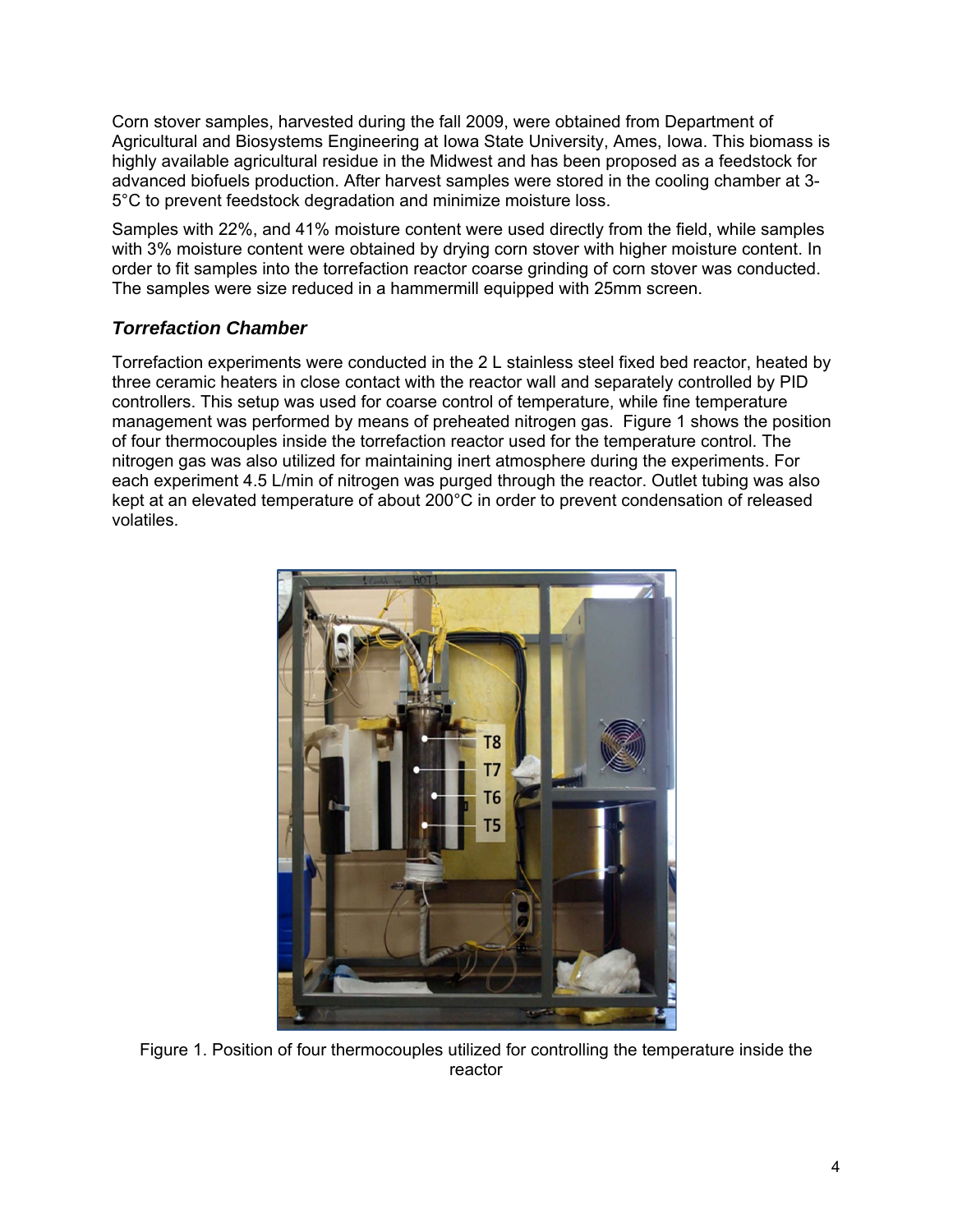Corn stover samples, harvested during the fall 2009, were obtained from Department of Agricultural and Biosystems Engineering at Iowa State University, Ames, Iowa. This biomass is highly available agricultural residue in the Midwest and has been proposed as a feedstock for advanced biofuels production. After harvest samples were stored in the cooling chamber at 3-5°C to prevent feedstock degradation and minimize moisture loss.

Samples with 22%, and 41% moisture content were used directly from the field, while samples with 3% moisture content were obtained by drying corn stover with higher moisture content. In order to fit samples into the torrefaction reactor coarse grinding of corn stover was conducted. The samples were size reduced in a hammermill equipped with 25mm screen.

### *Torrefaction Chamber*

Torrefaction experiments were conducted in the 2 L stainless steel fixed bed reactor, heated by three ceramic heaters in close contact with the reactor wall and separately controlled by PID controllers. This setup was used for coarse control of temperature, while fine temperature management was performed by means of preheated nitrogen gas. Figure 1 shows the position of four thermocouples inside the torrefaction reactor used for the temperature control. The nitrogen gas was also utilized for maintaining inert atmosphere during the experiments. For each experiment 4.5 L/min of nitrogen was purged through the reactor. Outlet tubing was also kept at an elevated temperature of about 200°C in order to prevent condensation of released volatiles.

Figure 1. Position of four thermocouples utilized for controlling the temperature inside the reactor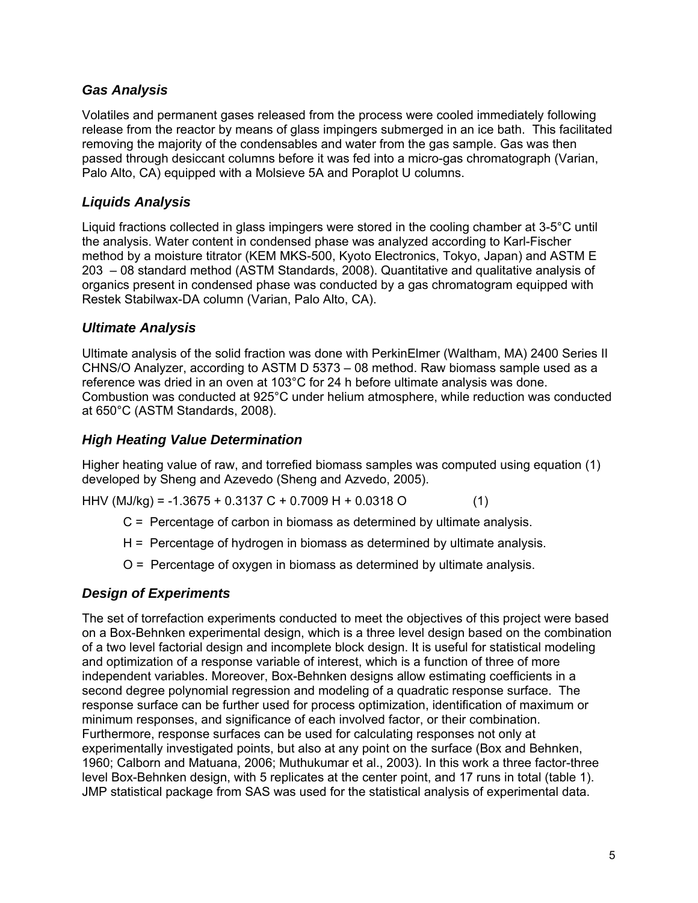### *Gas Analysis*

Volatiles and permanent gases released from the process were cooled immediately following release from the reactor by means of glass impingers submerged in an ice bath. This facilitated removing the majority of the condensables and water from the gas sample. Gas was then passed through desiccant columns before it was fed into a micro-gas chromatograph (Varian, Palo Alto, CA) equipped with a Molsieve 5A and Poraplot U columns.

### *Liquids Analysis*

Liquid fractions collected in glass impingers were stored in the cooling chamber at 3-5°C until the analysis. Water content in condensed phase was analyzed according to Karl-Fischer method by a moisture titrator (KEM MKS-500, Kyoto Electronics, Tokyo, Japan) and ASTM E 203 – 08 standard method (ASTM Standards, 2008). Quantitative and qualitative analysis of organics present in condensed phase was conducted by a gas chromatogram equipped with Restek Stabilwax-DA column (Varian, Palo Alto, CA).

### *Ultimate Analysis*

Ultimate analysis of the solid fraction was done with PerkinElmer (Waltham, MA) 2400 Series II CHNS/O Analyzer, according to ASTM D 5373 – 08 method. Raw biomass sample used as a reference was dried in an oven at 103°C for 24 h before ultimate analysis was done. Combustion was conducted at 925°C under helium atmosphere, while reduction was conducted at 650°C (ASTM Standards, 2008).

### *High Heating Value Determination*

Higher heating value of raw, and torrefied biomass samples was computed using equation (1) developed by Sheng and Azevedo (Sheng and Azvedo, 2005).

$$HHV\ (MJ/kg) = -1.3675 + 0.3137\,C + 0.7009\,H + 0.0318\,O \qquad (1)$$

C = Percentage of carbon in biomass as determined by ultimate analysis.

H = Percentage of hydrogen in biomass as determined by ultimate analysis.

O = Percentage of oxygen in biomass as determined by ultimate analysis.

### *Design of Experiments*

The set of torrefaction experiments conducted to meet the objectives of this project were based on a Box-Behnken experimental design, which is a three level design based on the combination of a two level factorial design and incomplete block design. It is useful for statistical modeling and optimization of a response variable of interest, which is a function of three of more independent variables. Moreover, Box-Behnken designs allow estimating coefficients in a second degree polynomial regression and modeling of a quadratic response surface. The response surface can be further used for process optimization, identification of maximum or minimum responses, and significance of each involved factor, or their combination. Furthermore, response surfaces can be used for calculating responses not only at experimentally investigated points, but also at any point on the surface (Box and Behnken, 1960; Calborn and Matuana, 2006; Muthukumar et al., 2003). In this work a three factor-three level Box-Behnken design, with 5 replicates at the center point, and 17 runs in total (table 1). JMP statistical package from SAS was used for the statistical analysis of experimental data.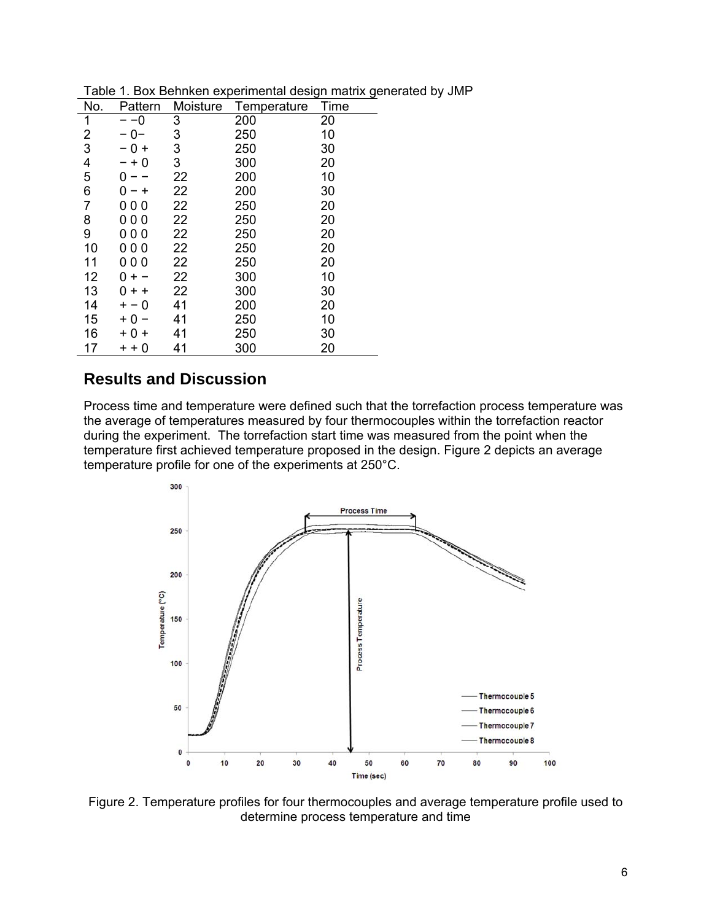Table 1. Box Behnken experimental design matrix generated by JMP

| No. | Pattern | Moisture | Temperature | Time |
|---|---|---|---|---|
| 1 | − −0 | 3 | 200 | 20 |
| 2 | − 0− | 3 | 250 | 10 |
| 3 | − 0 + | 3 | 250 | 30 |
| 4 | − + 0 | 3 | 300 | 20 |
| 5 | 0 − − | 22 | 200 | 10 |
| 6 | 0 − + | 22 | 200 | 30 |
| 7 | 0 0 0 | 22 | 250 | 20 |
| 8 | 0 0 0 | 22 | 250 | 20 |
| 9 | 0 0 0 | 22 | 250 | 20 |
| 10 | 0 0 0 | 22 | 250 | 20 |
| 11 | 0 0 0 | 22 | 250 | 20 |
| 12 | 0 + − | 22 | 300 | 10 |
| 13 | 0 + + | 22 | 300 | 30 |
| 14 | + − 0 | 41 | 200 | 20 |
| 15 | + 0 − | 41 | 250 | 10 |
| 16 | + 0 + | 41 | 250 | 30 |
| 17 | + + 0 | 41 | 300 | 20 |

## Results and Discussion

Process time and temperature were defined such that the torrefaction process temperature was the average of temperatures measured by four thermocouples within the torrefaction reactor during the experiment. The torrefaction start time was measured from the point when the temperature first achieved temperature proposed in the design. Figure 2 depicts an average temperature profile for one of the experiments at 250°C.

Figure 2. Temperature profiles for four thermocouples and average temperature profile used to determine process temperature and time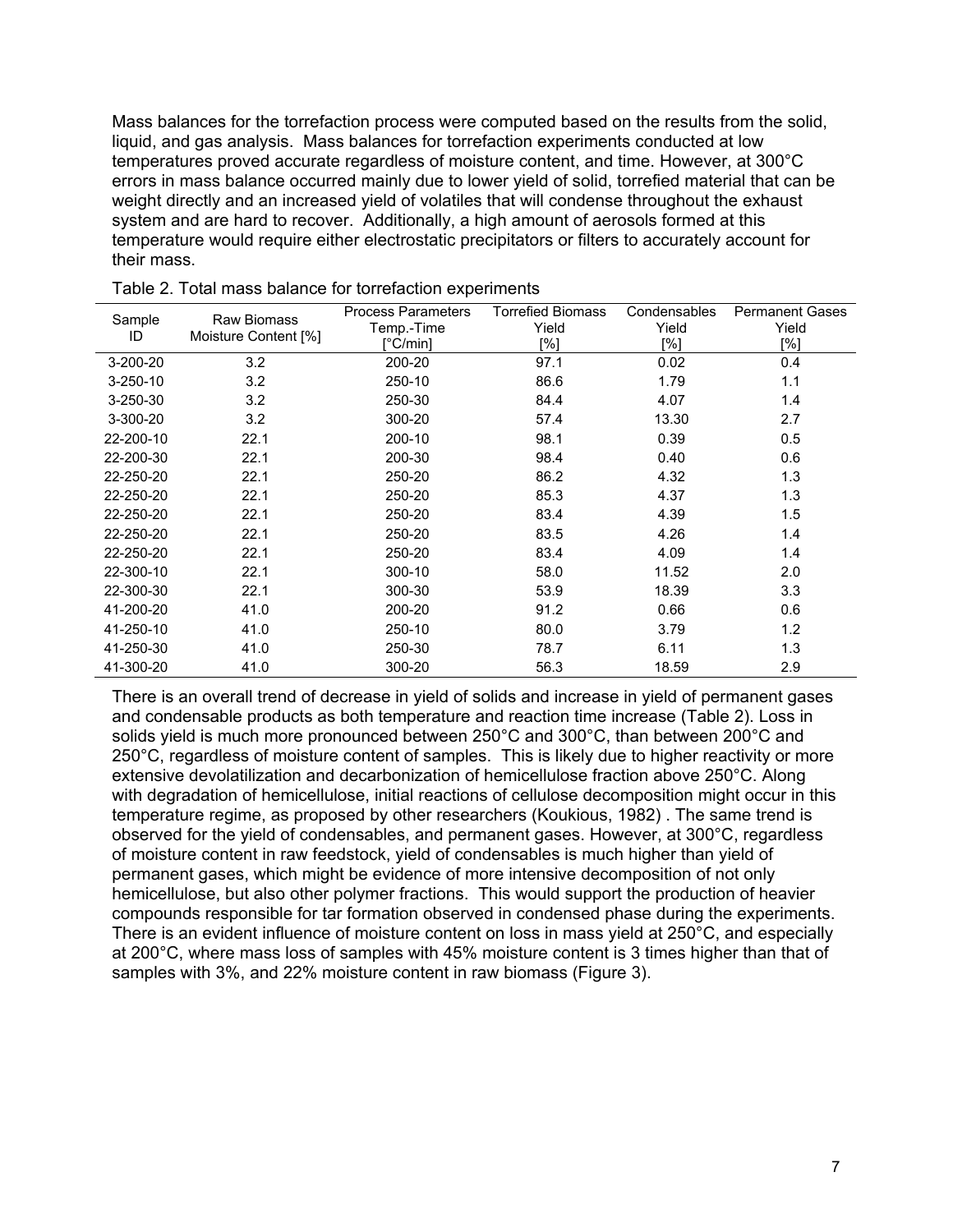Mass balances for the torrefaction process were computed based on the results from the solid, liquid, and gas analysis. Mass balances for torrefaction experiments conducted at low temperatures proved accurate regardless of moisture content, and time. However, at 300°C errors in mass balance occurred mainly due to lower yield of solid, torrefied material that can be weight directly and an increased yield of volatiles that will condense throughout the exhaust system and are hard to recover. Additionally, a high amount of aerosols formed at this temperature would require either electrostatic precipitators or filters to accurately account for their mass.

Table 2. Total mass balance for torrefaction experiments

| Sample ID | Raw Biomass Moisture Content [%] | Process Parameters Temp.-Time [°C/min] | Torrefied Biomass Yield [%] | Condensables Yield [%] | Permanent Gases Yield [%] |
|---|---|---|---|---|---|
| 3-200-20 | 3.2 | 200-20 | 97.1 | 0.02 | 0.4 |
| 3-250-10 | 3.2 | 250-10 | 86.6 | 1.79 | 1.1 |
| 3-250-30 | 3.2 | 250-30 | 84.4 | 4.07 | 1.4 |
| 3-300-20 | 3.2 | 300-20 | 57.4 | 13.30 | 2.7 |
| 22-200-10 | 22.1 | 200-10 | 98.1 | 0.39 | 0.5 |
| 22-200-30 | 22.1 | 200-30 | 98.4 | 0.40 | 0.6 |
| 22-250-20 | 22.1 | 250-20 | 86.2 | 4.32 | 1.3 |
| 22-250-20 | 22.1 | 250-20 | 85.3 | 4.37 | 1.3 |
| 22-250-20 | 22.1 | 250-20 | 83.4 | 4.39 | 1.5 |
| 22-250-20 | 22.1 | 250-20 | 83.5 | 4.26 | 1.4 |
| 22-250-20 | 22.1 | 250-20 | 83.4 | 4.09 | 1.4 |
| 22-300-10 | 22.1 | 300-10 | 58.0 | 11.52 | 2.0 |
| 22-300-30 | 22.1 | 300-30 | 53.9 | 18.39 | 3.3 |
| 41-200-20 | 41.0 | 200-20 | 91.2 | 0.66 | 0.6 |
| 41-250-10 | 41.0 | 250-10 | 80.0 | 3.79 | 1.2 |
| 41-250-30 | 41.0 | 250-30 | 78.7 | 6.11 | 1.3 |
| 41-300-20 | 41.0 | 300-20 | 56.3 | 18.59 | 2.9 |

There is an overall trend of decrease in yield of solids and increase in yield of permanent gases and condensable products as both temperature and reaction time increase (Table 2). Loss in solids yield is much more pronounced between 250°C and 300°C, than between 200°C and 250°C, regardless of moisture content of samples. This is likely due to higher reactivity or more extensive devolatilization and decarbonization of hemicellulose fraction above 250°C. Along with degradation of hemicellulose, initial reactions of cellulose decomposition might occur in this temperature regime, as proposed by other researchers (Koukious, 1982) . The same trend is observed for the yield of condensables, and permanent gases. However, at 300°C, regardless of moisture content in raw feedstock, yield of condensables is much higher than yield of permanent gases, which might be evidence of more intensive decomposition of not only hemicellulose, but also other polymer fractions. This would support the production of heavier compounds responsible for tar formation observed in condensed phase during the experiments. There is an evident influence of moisture content on loss in mass yield at 250°C, and especially at 200°C, where mass loss of samples with 45% moisture content is 3 times higher than that of samples with 3%, and 22% moisture content in raw biomass (Figure 3).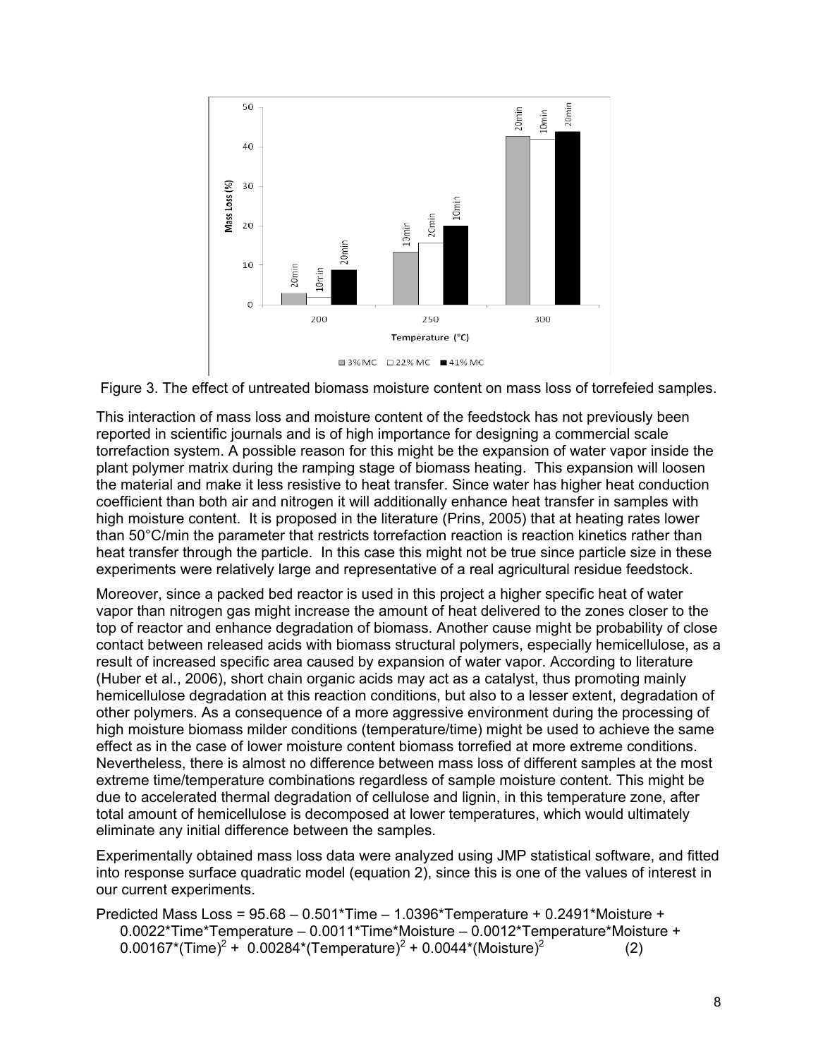50
40
30
20
10
0

Mass Loss (%)

20min
10min
20min
10min
20min
10min
20min
10min
20min

200
250
300

Temperature (°C)

3% MC  22% MC  41% MC

Figure 3. The effect of untreated biomass moisture content on mass loss of torrefeied samples.

This interaction of mass loss and moisture content of the feedstock has not previously been reported in scientific journals and is of high importance for designing a commercial scale torrefaction system. A possible reason for this might be the expansion of water vapor inside the plant polymer matrix during the ramping stage of biomass heating. This expansion will loosen the material and make it less resistive to heat transfer. Since water has higher heat conduction coefficient than both air and nitrogen it will additionally enhance heat transfer in samples with high moisture content. It is proposed in the literature (Prins, 2005) that at heating rates lower than 50°C/min the parameter that restricts torrefaction reaction is reaction kinetics rather than heat transfer through the particle. In this case this might not be true since particle size in these experiments were relatively large and representative of a real agricultural residue feedstock.

Moreover, since a packed bed reactor is used in this project a higher specific heat of water vapor than nitrogen gas might increase the amount of heat delivered to the zones closer to the top of reactor and enhance degradation of biomass. Another cause might be probability of close contact between released acids with biomass structural polymers, especially hemicellulose, as a result of increased specific area caused by expansion of water vapor. According to literature (Huber et al., 2006), short chain organic acids may act as a catalyst, thus promoting mainly hemicellulose degradation at this reaction conditions, but also to a lesser extent, degradation of other polymers. As a consequence of a more aggressive environment during the processing of high moisture biomass milder conditions (temperature/time) might be used to achieve the same effect as in the case of lower moisture content biomass torrefied at more extreme conditions. Nevertheless, there is almost no difference between mass loss of different samples at the most extreme time/temperature combinations regardless of sample moisture content. This might be due to accelerated thermal degradation of cellulose and lignin, in this temperature zone, after total amount of hemicellulose is decomposed at lower temperatures, which would ultimately eliminate any initial difference between the samples.

Experimentally obtained mass loss data were analyzed using JMP statistical software, and fitted into response surface quadratic model (equation 2), since this is one of the values of interest in our current experiments.

$$\text{Predicted Mass Loss} = 95.68 - 0.501 \cdot \text{Time} - 1.0396 \cdot \text{Temperature} + 0.2491 \cdot \text{Moisture} + 0.0022 \cdot \text{Time} \cdot \text{Temperature} - 0.0011 \cdot \text{Time} \cdot \text{Moisture} - 0.0012 \cdot \text{Temperature} \cdot \text{Moisture} + 0.00167 \cdot (\text{Time})^2 + 0.00284 \cdot (\text{Temperature})^2 + 0.0044 \cdot (\text{Moisture})^2 \quad (2)$$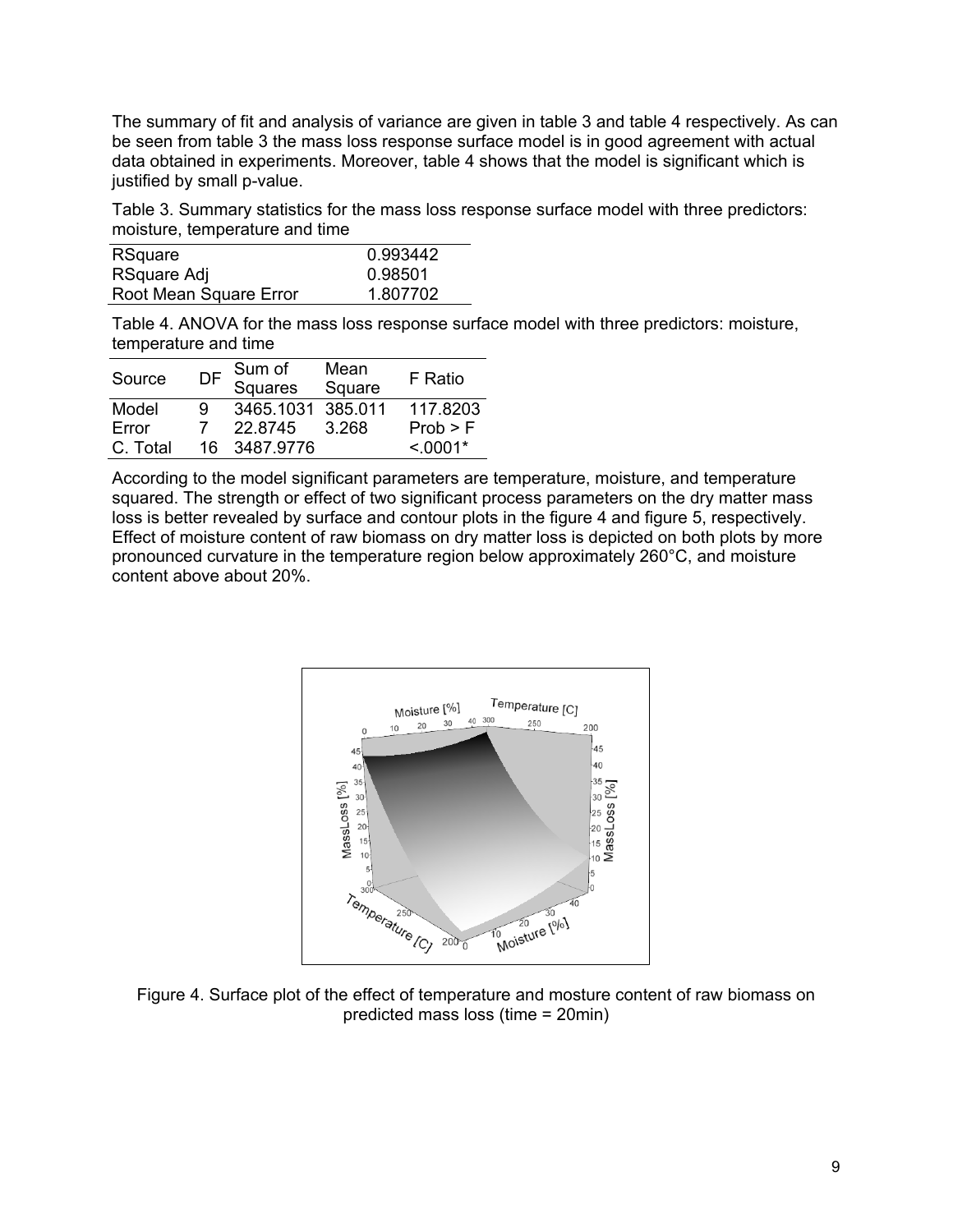The summary of fit and analysis of variance are given in table 3 and table 4 respectively. As can be seen from table 3 the mass loss response surface model is in good agreement with actual data obtained in experiments. Moreover, table 4 shows that the model is significant which is justified by small p-value.

Table 3. Summary statistics for the mass loss response surface model with three predictors: moisture, temperature and time

| | |
|---|---|
| RSquare | 0.993442 |
| RSquare Adj | 0.98501 |
| Root Mean Square Error | 1.807702 |

Table 4. ANOVA for the mass loss response surface model with three predictors: moisture, temperature and time

| Source | DF | Sum of Squares | Mean Square | F Ratio |
|---|---|---|---|---|
| Model | 9 | 3465.1031 | 385.011 | 117.8203 |
| Error | 7 | 22.8745 | 3.268 | Prob > F |
| C. Total | 16 | 3487.9776 | | <.0001* |

According to the model significant parameters are temperature, moisture, and temperature squared. The strength or effect of two significant process parameters on the dry matter mass loss is better revealed by surface and contour plots in the figure 4 and figure 5, respectively. Effect of moisture content of raw biomass on dry matter loss is depicted on both plots by more pronounced curvature in the temperature region below approximately 260°C, and moisture content above about 20%.

Figure 4. Surface plot of the effect of temperature and mosture content of raw biomass on predicted mass loss (time = 20min)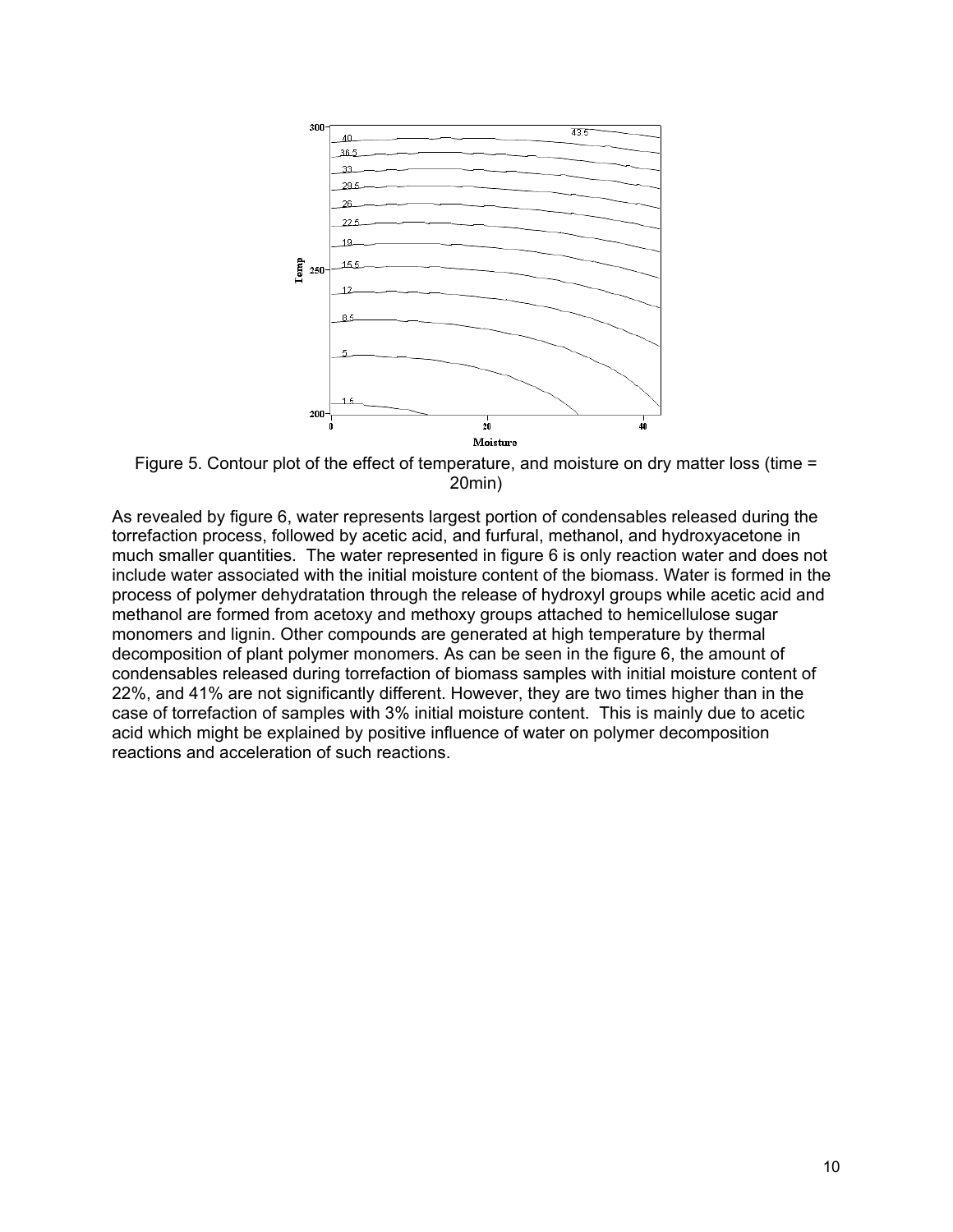Figure 5. Contour plot of the effect of temperature, and moisture on dry matter loss (time = 20min)

As revealed by figure 6, water represents largest portion of condensables released during the torrefaction process, followed by acetic acid, and furfural, methanol, and hydroxyacetone in much smaller quantities. The water represented in figure 6 is only reaction water and does not include water associated with the initial moisture content of the biomass. Water is formed in the process of polymer dehydratation through the release of hydroxyl groups while acetic acid and methanol are formed from acetoxy and methoxy groups attached to hemicellulose sugar monomers and lignin. Other compounds are generated at high temperature by thermal decomposition of plant polymer monomers. As can be seen in the figure 6, the amount of condensables released during torrefaction of biomass samples with initial moisture content of 22%, and 41% are not significantly different. However, they are two times higher than in the case of torrefaction of samples with 3% initial moisture content. This is mainly due to acetic acid which might be explained by positive influence of water on polymer decomposition reactions and acceleration of such reactions.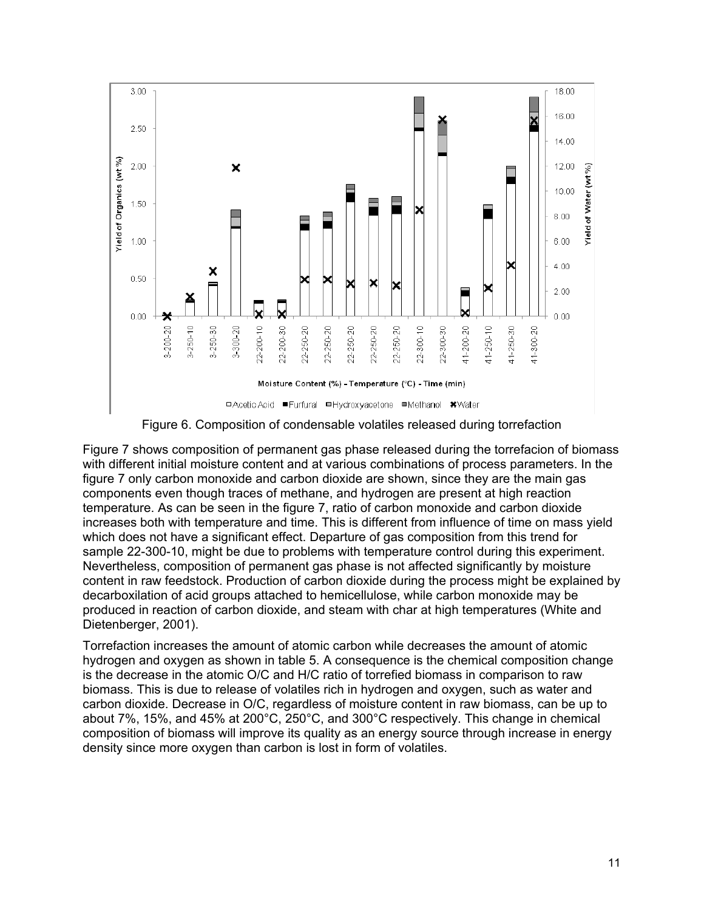Figure 6. Composition of condensable volatiles released during torrefaction

Figure 7 shows composition of permanent gas phase released during the torrefacion of biomass with different initial moisture content and at various combinations of process parameters. In the figure 7 only carbon monoxide and carbon dioxide are shown, since they are the main gas components even though traces of methane, and hydrogen are present at high reaction temperature. As can be seen in the figure 7, ratio of carbon monoxide and carbon dioxide increases both with temperature and time. This is different from influence of time on mass yield which does not have a significant effect. Departure of gas composition from this trend for sample 22-300-10, might be due to problems with temperature control during this experiment. Nevertheless, composition of permanent gas phase is not affected significantly by moisture content in raw feedstock. Production of carbon dioxide during the process might be explained by decarboxilation of acid groups attached to hemicellulose, while carbon monoxide may be produced in reaction of carbon dioxide, and steam with char at high temperatures (White and Dietenberger, 2001).

Torrefaction increases the amount of atomic carbon while decreases the amount of atomic hydrogen and oxygen as shown in table 5. A consequence is the chemical composition change is the decrease in the atomic O/C and H/C ratio of torrefied biomass in comparison to raw biomass. This is due to release of volatiles rich in hydrogen and oxygen, such as water and carbon dioxide. Decrease in O/C, regardless of moisture content in raw biomass, can be up to about 7%, 15%, and 45% at 200°C, 250°C, and 300°C respectively. This change in chemical composition of biomass will improve its quality as an energy source through increase in energy density since more oxygen than carbon is lost in form of volatiles.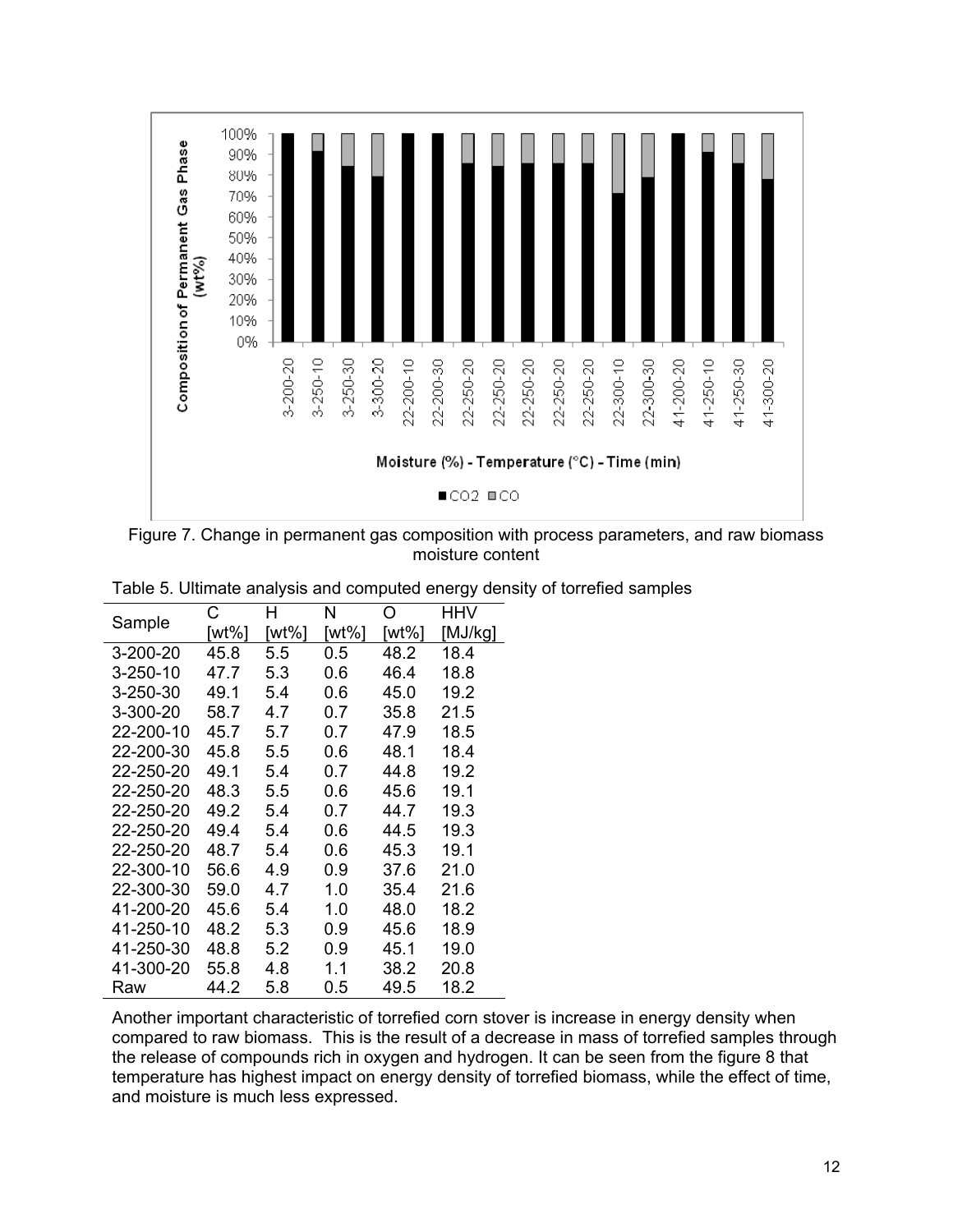Figure 7. Change in permanent gas composition with process parameters, and raw biomass moisture content

Table 5. Ultimate analysis and computed energy density of torrefied samples

| Sample | C [wt%] | H [wt%] | N [wt%] | O [wt%] | HHV [MJ/kg] |
|---|---|---|---|---|---|
| 3-200-20 | 45.8 | 5.5 | 0.5 | 48.2 | 18.4 |
| 3-250-10 | 47.7 | 5.3 | 0.6 | 46.4 | 18.8 |
| 3-250-30 | 49.1 | 5.4 | 0.6 | 45.0 | 19.2 |
| 3-300-20 | 58.7 | 4.7 | 0.7 | 35.8 | 21.5 |
| 22-200-10 | 45.7 | 5.7 | 0.7 | 47.9 | 18.5 |
| 22-200-30 | 45.8 | 5.5 | 0.6 | 48.1 | 18.4 |
| 22-250-20 | 49.1 | 5.4 | 0.7 | 44.8 | 19.2 |
| 22-250-20 | 48.3 | 5.5 | 0.6 | 45.6 | 19.1 |
| 22-250-20 | 49.2 | 5.4 | 0.7 | 44.7 | 19.3 |
| 22-250-20 | 49.4 | 5.4 | 0.6 | 44.5 | 19.3 |
| 22-250-20 | 48.7 | 5.4 | 0.6 | 45.3 | 19.1 |
| 22-300-10 | 56.6 | 4.9 | 0.9 | 37.6 | 21.0 |
| 22-300-30 | 59.0 | 4.7 | 1.0 | 35.4 | 21.6 |
| 41-200-20 | 45.6 | 5.4 | 1.0 | 48.0 | 18.2 |
| 41-250-10 | 48.2 | 5.3 | 0.9 | 45.6 | 18.9 |
| 41-250-30 | 48.8 | 5.2 | 0.9 | 45.1 | 19.0 |
| 41-300-20 | 55.8 | 4.8 | 1.1 | 38.2 | 20.8 |
| Raw | 44.2 | 5.8 | 0.5 | 49.5 | 18.2 |

Another important characteristic of torrefied corn stover is increase in energy density when compared to raw biomass. This is the result of a decrease in mass of torrefied samples through the release of compounds rich in oxygen and hydrogen. It can be seen from the figure 8 that temperature has highest impact on energy density of torrefied biomass, while the effect of time, and moisture is much less expressed.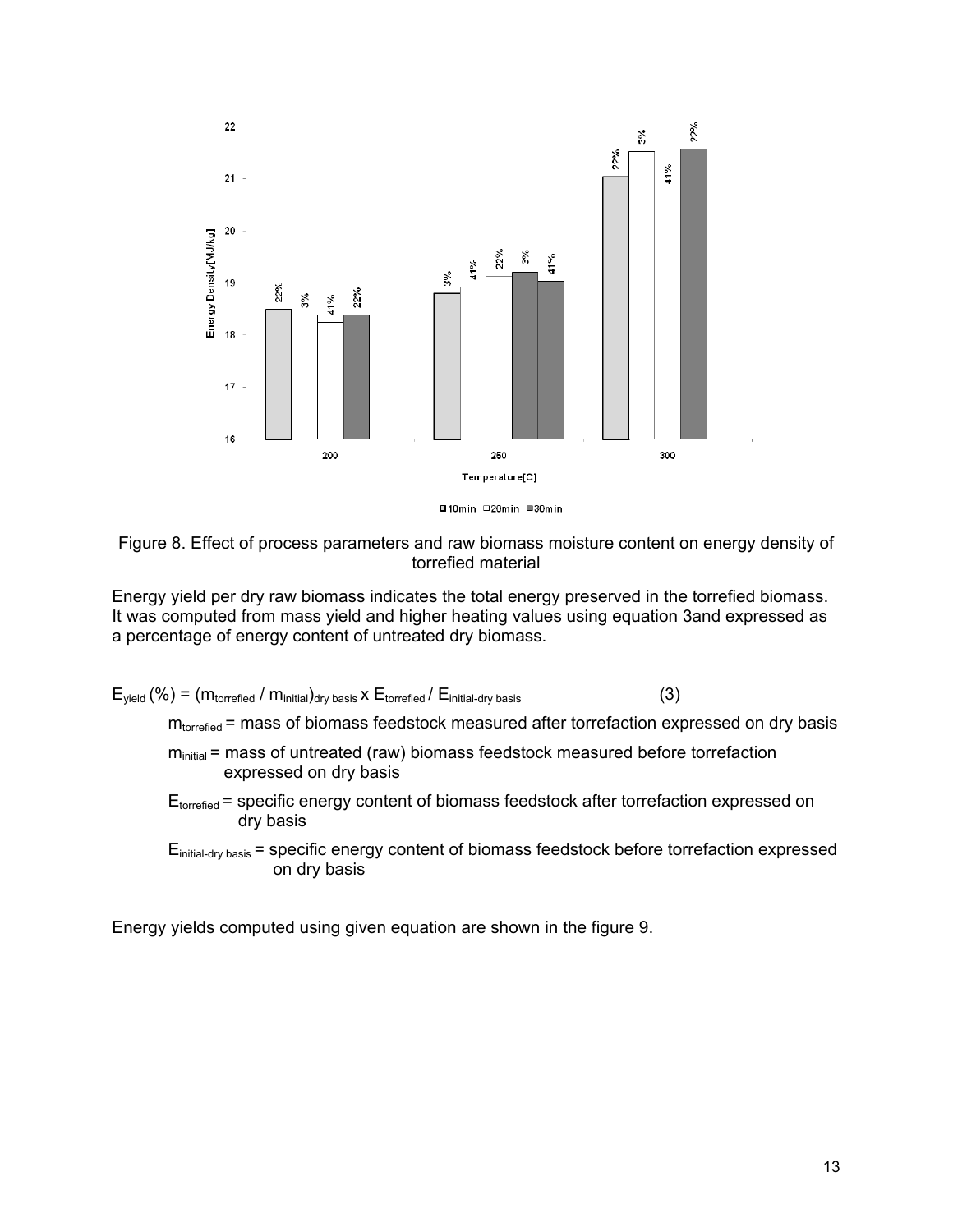Figure 8. Effect of process parameters and raw biomass moisture content on energy density of torrefied material

Energy yield per dry raw biomass indicates the total energy preserved in the torrefied biomass. It was computed from mass yield and higher heating values using equation 3and expressed as a percentage of energy content of untreated dry biomass.

$$E_{yield} (\%) = (m_{torrefied} / m_{initial})_{dry\ basis} \times E_{torrefied} / E_{initial\text{-}dry\ basis} \tag{3}$$

$m_{torrefied}$ = mass of biomass feedstock measured after torrefaction expressed on dry basis

$m_{initial}$ = mass of untreated (raw) biomass feedstock measured before torrefaction expressed on dry basis

$E_{torrefied}$ = specific energy content of biomass feedstock after torrefaction expressed on dry basis

$E_{initial\text{-}dry\ basis}$ = specific energy content of biomass feedstock before torrefaction expressed on dry basis

Energy yields computed using given equation are shown in the figure 9.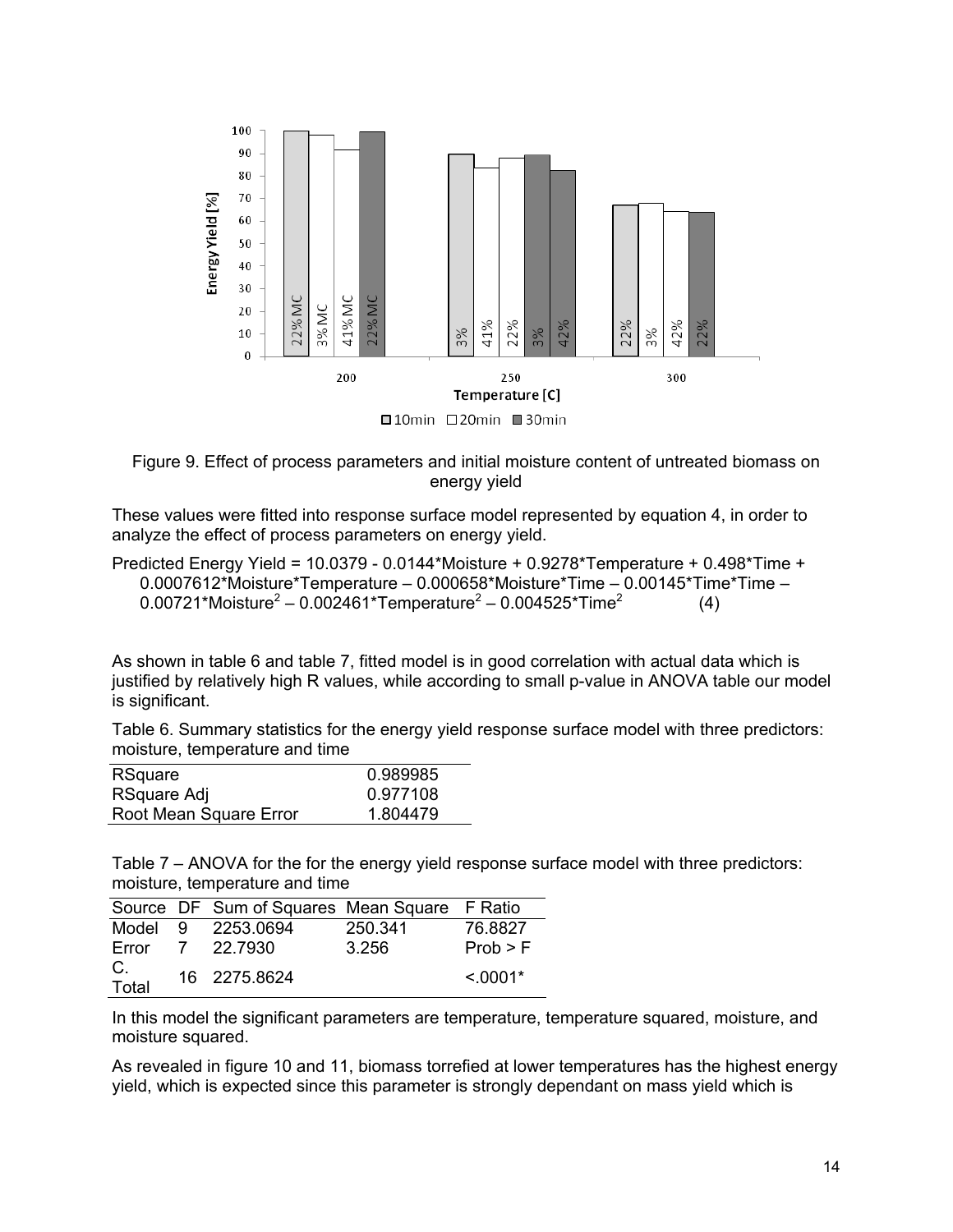Figure 9. Effect of process parameters and initial moisture content of untreated biomass on energy yield

These values were fitted into response surface model represented by equation 4, in order to analyze the effect of process parameters on energy yield.

$$\text{Predicted Energy Yield} = 10.0379 - 0.0144*\text{Moisture} + 0.9278*\text{Temperature} + 0.498*\text{Time} + 0.0007612*\text{Moisture}*\text{Temperature} - 0.000658*\text{Moisture}*\text{Time} - 0.00145*\text{Time}*\text{Time} - 0.00721*\text{Moisture}^2 - 0.002461*\text{Temperature}^2 - 0.004525*\text{Time}^2 \quad (4)$$

As shown in table 6 and table 7, fitted model is in good correlation with actual data which is justified by relatively high R values, while according to small p-value in ANOVA table our model is significant.

Table 6. Summary statistics for the energy yield response surface model with three predictors: moisture, temperature and time

| | |
|---|---|
| RSquare | 0.989985 |
| RSquare Adj | 0.977108 |
| Root Mean Square Error | 1.804479 |

Table 7 – ANOVA for the for the energy yield response surface model with three predictors: moisture, temperature and time

| Source | DF | Sum of Squares | Mean Square | F Ratio |
|---|---|---|---|---|
| Model | 9 | 2253.0694 | 250.341 | 76.8827 |
| Error | 7 | 22.7930 | 3.256 | Prob > F |
| C. Total | 16 | 2275.8624 | | <.0001* |

In this model the significant parameters are temperature, temperature squared, moisture, and moisture squared.

As revealed in figure 10 and 11, biomass torrefied at lower temperatures has the highest energy yield, which is expected since this parameter is strongly dependant on mass yield which is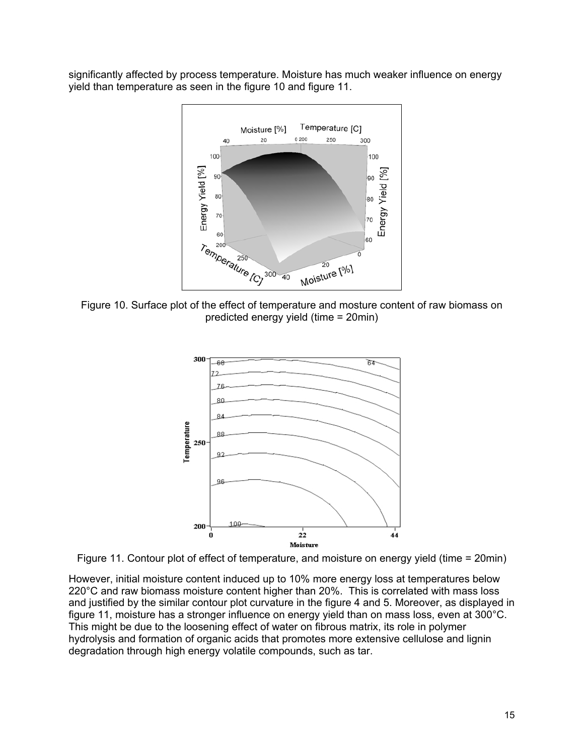significantly affected by process temperature. Moisture has much weaker influence on energy yield than temperature as seen in the figure 10 and figure 11.

Figure 10. Surface plot of the effect of temperature and mosture content of raw biomass on predicted energy yield (time = 20min)

Figure 11. Contour plot of effect of temperature, and moisture on energy yield (time = 20min)

However, initial moisture content induced up to 10% more energy loss at temperatures below 220°C and raw biomass moisture content higher than 20%. This is correlated with mass loss and justified by the similar contour plot curvature in the figure 4 and 5. Moreover, as displayed in figure 11, moisture has a stronger influence on energy yield than on mass loss, even at 300°C. This might be due to the loosening effect of water on fibrous matrix, its role in polymer hydrolysis and formation of organic acids that promotes more extensive cellulose and lignin degradation through high energy volatile compounds, such as tar.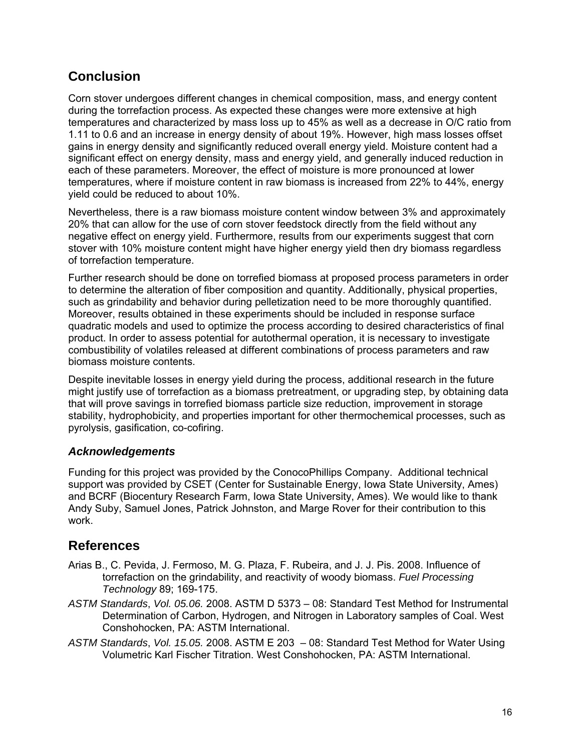## Conclusion

Corn stover undergoes different changes in chemical composition, mass, and energy content during the torrefaction process. As expected these changes were more extensive at high temperatures and characterized by mass loss up to 45% as well as a decrease in O/C ratio from 1.11 to 0.6 and an increase in energy density of about 19%. However, high mass losses offset gains in energy density and significantly reduced overall energy yield. Moisture content had a significant effect on energy density, mass and energy yield, and generally induced reduction in each of these parameters. Moreover, the effect of moisture is more pronounced at lower temperatures, where if moisture content in raw biomass is increased from 22% to 44%, energy yield could be reduced to about 10%.

Nevertheless, there is a raw biomass moisture content window between 3% and approximately 20% that can allow for the use of corn stover feedstock directly from the field without any negative effect on energy yield. Furthermore, results from our experiments suggest that corn stover with 10% moisture content might have higher energy yield then dry biomass regardless of torrefaction temperature.

Further research should be done on torrefied biomass at proposed process parameters in order to determine the alteration of fiber composition and quantity. Additionally, physical properties, such as grindability and behavior during pelletization need to be more thoroughly quantified. Moreover, results obtained in these experiments should be included in response surface quadratic models and used to optimize the process according to desired characteristics of final product. In order to assess potential for autothermal operation, it is necessary to investigate combustibility of volatiles released at different combinations of process parameters and raw biomass moisture contents.

Despite inevitable losses in energy yield during the process, additional research in the future might justify use of torrefaction as a biomass pretreatment, or upgrading step, by obtaining data that will prove savings in torrefied biomass particle size reduction, improvement in storage stability, hydrophobicity, and properties important for other thermochemical processes, such as pyrolysis, gasification, co-cofiring.

### *Acknowledgements*

Funding for this project was provided by the ConocoPhillips Company. Additional technical support was provided by CSET (Center for Sustainable Energy, Iowa State University, Ames) and BCRF (Biocentury Research Farm, Iowa State University, Ames). We would like to thank Andy Suby, Samuel Jones, Patrick Johnston, and Marge Rover for their contribution to this work.

## References

Arias B., C. Pevida, J. Fermoso, M. G. Plaza, F. Rubeira, and J. J. Pis. 2008. Influence of torrefaction on the grindability, and reactivity of woody biomass. *Fuel Processing Technology* 89; 169-175.

*ASTM Standards*, *Vol. 05.06.* 2008. ASTM D 5373 – 08: Standard Test Method for Instrumental Determination of Carbon, Hydrogen, and Nitrogen in Laboratory samples of Coal. West Conshohocken, PA: ASTM International.

*ASTM Standards*, *Vol. 15.05.* 2008. ASTM E 203 – 08: Standard Test Method for Water Using Volumetric Karl Fischer Titration. West Conshohocken, PA: ASTM International.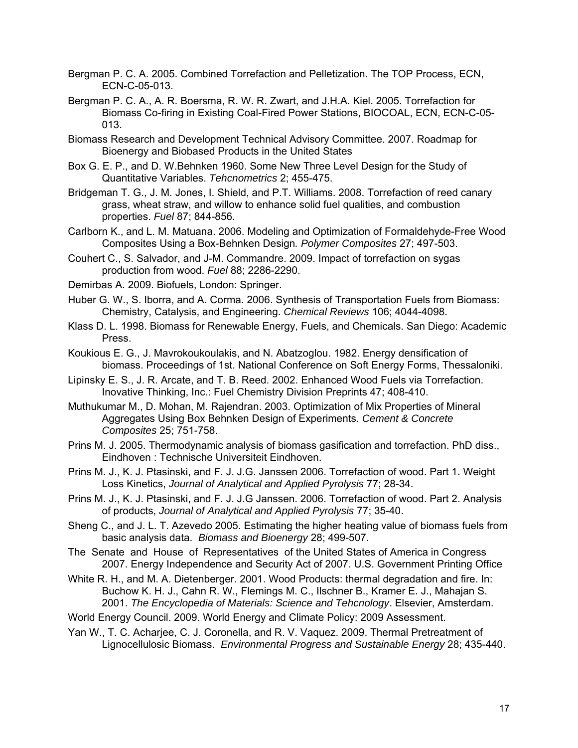Bergman P. C. A. 2005. Combined Torrefaction and Pelletization. The TOP Process, ECN, ECN-C-05-013.

Bergman P. C. A., A. R. Boersma, R. W. R. Zwart, and J.H.A. Kiel. 2005. Torrefaction for Biomass Co-firing in Existing Coal-Fired Power Stations, BIOCOAL, ECN, ECN-C-05-013.

Biomass Research and Development Technical Advisory Committee. 2007. Roadmap for Bioenergy and Biobased Products in the United States

Box G. E. P., and D. W.Behnken 1960. Some New Three Level Design for the Study of Quantitative Variables. *Tehcnometrics* 2; 455-475.

Bridgeman T. G., J. M. Jones, I. Shield, and P.T. Williams. 2008. Torrefaction of reed canary grass, wheat straw, and willow to enhance solid fuel qualities, and combustion properties. *Fuel* 87; 844-856.

Carlborn K., and L. M. Matuana. 2006. Modeling and Optimization of Formaldehyde-Free Wood Composites Using a Box-Behnken Design*. Polymer Composites* 27; 497-503.

Couhert C., S. Salvador, and J-M. Commandre. 2009. Impact of torrefaction on sygas production from wood. *Fuel* 88; 2286-2290.

Demirbas A. 2009. Biofuels, London: Springer.

Huber G. W., S. Iborra, and A. Corma. 2006. Synthesis of Transportation Fuels from Biomass: Chemistry, Catalysis, and Engineering. *Chemical Reviews* 106; 4044-4098.

Klass D. L. 1998. Biomass for Renewable Energy, Fuels, and Chemicals. San Diego: Academic Press.

Koukious E. G., J. Mavrokoukoulakis, and N. Abatzoglou. 1982. Energy densification of biomass. Proceedings of 1st. National Conference on Soft Energy Forms, Thessaloniki.

Lipinsky E. S., J. R. Arcate, and T. B. Reed. 2002. Enhanced Wood Fuels via Torrefaction. Inovative Thinking, Inc.: Fuel Chemistry Division Preprints 47; 408-410.

Muthukumar M., D. Mohan, M. Rajendran. 2003. Optimization of Mix Properties of Mineral Aggregates Using Box Behnken Design of Experiments. *Cement & Concrete Composites* 25; 751-758.

Prins M. J. 2005. Thermodynamic analysis of biomass gasification and torrefaction. PhD diss., Eindhoven : Technische Universiteit Eindhoven.

Prins M. J., K. J. Ptasinski, and F. J. J.G. Janssen 2006. Torrefaction of wood. Part 1. Weight Loss Kinetics, *Journal of Analytical and Applied Pyrolysis* 77; 28-34.

Prins M. J., K. J. Ptasinski, and F. J. J.G Janssen. 2006. Torrefaction of wood. Part 2. Analysis of products, *Journal of Analytical and Applied Pyrolysis* 77; 35-40.

Sheng C., and J. L. T. Azevedo 2005. Estimating the higher heating value of biomass fuels from basic analysis data. *Biomass and Bioenergy* 28; 499-507.

The Senate and House of Representatives of the United States of America in Congress 2007. Energy Independence and Security Act of 2007. U.S. Government Printing Office

White R. H., and M. A. Dietenberger. 2001. Wood Products: thermal degradation and fire. In: Buchow K. H. J., Cahn R. W., Flemings M. C., Ilschner B., Kramer E. J., Mahajan S. 2001. *The Encyclopedia of Materials: Science and Tehcnology*. Elsevier, Amsterdam.

World Energy Council. 2009. World Energy and Climate Policy: 2009 Assessment.

Yan W., T. C. Acharjee, C. J. Coronella, and R. V. Vaquez. 2009. Thermal Pretreatment of Lignocellulosic Biomass. *Environmental Progress and Sustainable Energy* 28; 435-440.